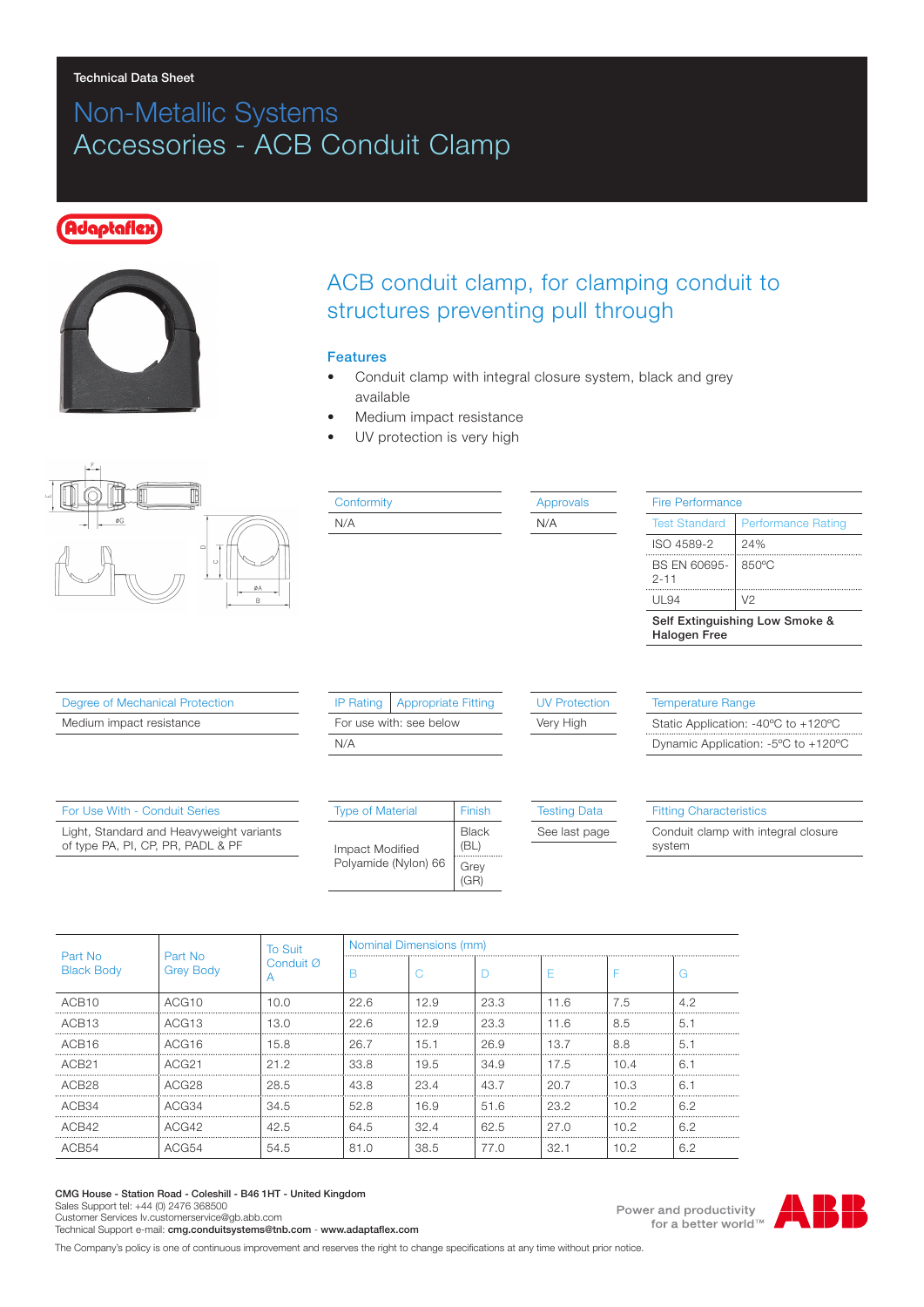Technical Data Sheet

# Non-Metallic Systems
# Accessories - ACB Conduit Clamp

Adaptaflex

## ACB conduit clamp, for clamping conduit to structures preventing pull through

### Features

- Conduit clamp with integral closure system, black and grey available
- Medium impact resistance
- UV protection is very high

| Conformity |
|---|
| N/A |

| Approvals |
|---|
| N/A |

| Fire Performance | |
|---|---|
| **Test Standard** | **Performance Rating** |
| ISO 4589-2 | 24% |
| BS EN 60695-2-11 | 850ºC |
| UL94 | V2 |
| **Self Extinguishing Low Smoke & Halogen Free** | |

| Degree of Mechanical Protection |
|---|
| Medium impact resistance |

| IP Rating | Appropriate Fitting |
|---|---|
| For use with: see below | |
| N/A | |

| UV Protection |
|---|
| Very High |

| Temperature Range |
|---|
| Static Application: -40ºC to +120ºC |
| Dynamic Application: -5ºC to +120ºC |

| For Use With - Conduit Series |
|---|
| Light, Standard and Heavyweight variants of type PA, PI, CP, PR, PADL & PF |

| Type of Material | Finish |
|---|---|
| Impact Modified Polyamide (Nylon) 66 | Black (BL) |
| | Grey (GR) |

| Testing Data |
|---|
| See last page |

| Fitting Characteristics |
|---|
| Conduit clamp with integral closure system |

| Part No Black Body | Part No Grey Body | To Suit Conduit Ø A | Nominal Dimensions (mm) | | | | | |
|---|---|---|---|---|---|---|---|---|
| | | | B | C | D | E | F | G |
| ACB10 | ACG10 | 10.0 | 22.6 | 12.9 | 23.3 | 11.6 | 7.5 | 4.2 |
| ACB13 | ACG13 | 13.0 | 22.6 | 12.9 | 23.3 | 11.6 | 8.5 | 5.1 |
| ACB16 | ACG16 | 15.8 | 26.7 | 15.1 | 26.9 | 13.7 | 8.8 | 5.1 |
| ACB21 | ACG21 | 21.2 | 33.8 | 19.5 | 34.9 | 17.5 | 10.4 | 6.1 |
| ACB28 | ACG28 | 28.5 | 43.8 | 23.4 | 43.7 | 20.7 | 10.3 | 6.1 |
| ACB34 | ACG34 | 34.5 | 52.8 | 16.9 | 51.6 | 23.2 | 10.2 | 6.2 |
| ACB42 | ACG42 | 42.5 | 64.5 | 32.4 | 62.5 | 27.0 | 10.2 | 6.2 |
| ACB54 | ACG54 | 54.5 | 81.0 | 38.5 | 77.0 | 32.1 | 10.2 | 6.2 |

**CMG House - Station Road - Coleshill - B46 1HT - United Kingdom**
Sales Support tel: +44 (0) 2476 368500
Customer Services lv.customerservice@gb.abb.com
Technical Support e-mail: **cmg.conduitsystems@tnb.com** - **www.adaptaflex.com**

Power and productivity for a better world™ ABB

The Company's policy is one of continuous improvement and reserves the right to change specifications at any time without prior notice.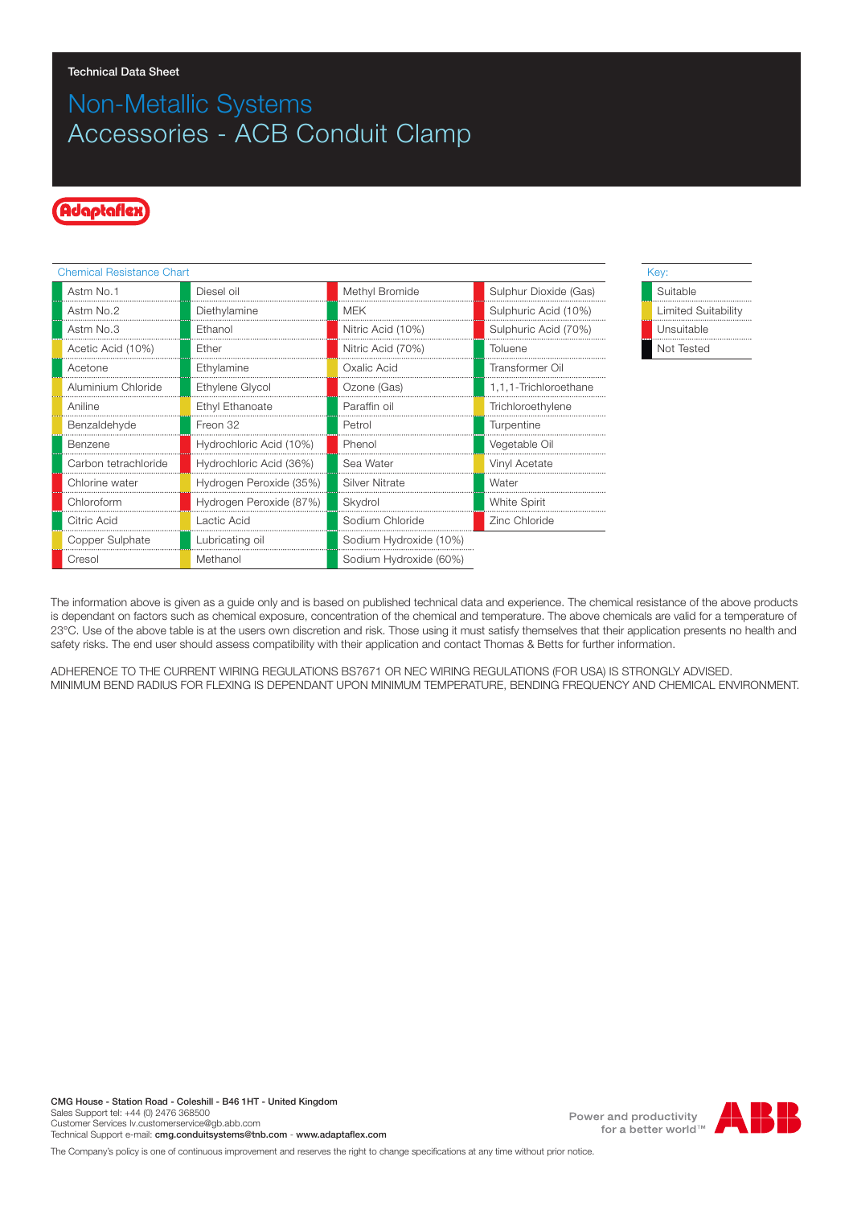Technical Data Sheet

# Non-Metallic Systems
# Accessories - ACB Conduit Clamp

Adaptaflex

## Chemical Resistance Chart

| Chemical | Rating | Chemical | Rating | Chemical | Rating | Chemical | Rating |
|---|---|---|---|---|---|---|---|
| Astm No.1 | Suitable | Diesel oil | Suitable | Methyl Bromide | Unsuitable | Sulphur Dioxide (Gas) | Unsuitable |
| Astm No.2 | Suitable | Diethylamine | Suitable | MEK | Suitable | Sulphuric Acid (10%) | Suitable |
| Astm No.3 | Suitable | Ethanol | Suitable | Nitric Acid (10%) | Unsuitable | Sulphuric Acid (70%) | Unsuitable |
| Acetic Acid (10%) | Limited Suitability | Ether | Suitable | Nitric Acid (70%) | Unsuitable | Toluene | Suitable |
| Acetone | Suitable | Ethylamine | Suitable | Oxalic Acid | Limited Suitability | Transformer Oil | Suitable |
| Aluminium Chloride | Limited Suitability | Ethylene Glycol | Suitable | Ozone (Gas) | Unsuitable | 1,1,1-Trichloroethane | Suitable |
| Aniline | Suitable | Ethyl Ethanoate | Suitable | Paraffin oil | Suitable | Trichloroethylene | Limited Suitability |
| Benzaldehyde | Limited Suitability | Freon 32 | Suitable | Petrol | Suitable | Turpentine | Suitable |
| Benzene | Suitable | Hydrochloric Acid (10%) | Suitable | Phenol | Unsuitable | Vegetable Oil | Suitable |
| Carbon tetrachloride | Suitable | Hydrochloric Acid (36%) | Unsuitable | Sea Water | Suitable | Vinyl Acetate | Limited Suitability |
| Chlorine water | Unsuitable | Hydrogen Peroxide (35%) | Suitable | Silver Nitrate | Suitable | Water | Suitable |
| Chloroform | Unsuitable | Hydrogen Peroxide (87%) | Unsuitable | Skydrol | Suitable | White Spirit | Suitable |
| Citric Acid | Suitable | Lactic Acid | Limited Suitability | Sodium Chloride | Suitable | Zinc Chloride | Suitable |
| Copper Sulphate | Limited Suitability | Lubricating oil | Limited Suitability | Sodium Hydroxide (10%) | Suitable | | |
| Cresol | Unsuitable | Methanol | Limited Suitability | Sodium Hydroxide (60%) | Suitable | | |

| Key: |
|---|
| Suitable |
| Limited Suitability |
| Unsuitable |
| Not Tested |

The information above is given as a guide only and is based on published technical data and experience. The chemical resistance of the above products is dependant on factors such as chemical exposure, concentration of the chemical and temperature. The above chemicals are valid for a temperature of 23°C. Use of the above table is at the users own discretion and risk. Those using it must satisfy themselves that their application presents no health and safety risks. The end user should assess compatibility with their application and contact Thomas & Betts for further information.

ADHERENCE TO THE CURRENT WIRING REGULATIONS BS7671 OR NEC WIRING REGULATIONS (FOR USA) IS STRONGLY ADVISED.
MINIMUM BEND RADIUS FOR FLEXING IS DEPENDANT UPON MINIMUM TEMPERATURE, BENDING FREQUENCY AND CHEMICAL ENVIRONMENT.

**CMG House - Station Road - Coleshill - B46 1HT - United Kingdom**
Sales Support tel: +44 (0) 2476 368500
Customer Services lv.customerservice@gb.abb.com
Technical Support e-mail: **cmg.conduitsystems@tnb.com** - **www.adaptaflex.com**

Power and productivity for a better world™

ABB

The Company's policy is one of continuous improvement and reserves the right to change specifications at any time without prior notice.